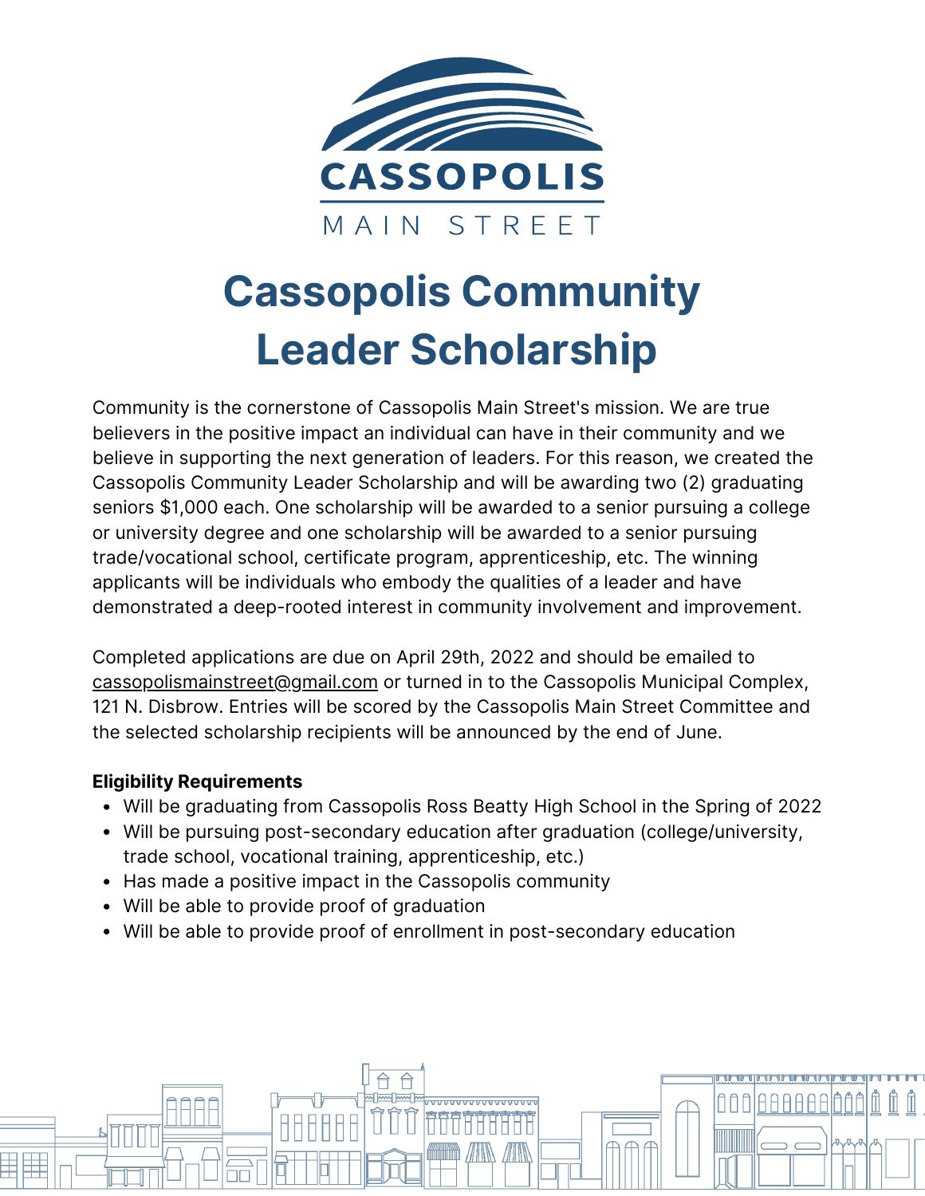CASSOPOLIS

MAIN STREET

# Cassopolis Community Leader Scholarship

Community is the cornerstone of Cassopolis Main Street's mission. We are true believers in the positive impact an individual can have in their community and we believe in supporting the next generation of leaders. For this reason, we created the Cassopolis Community Leader Scholarship and will be awarding two (2) graduating seniors $1,000 each. One scholarship will be awarded to a senior pursuing a college or university degree and one scholarship will be awarded to a senior pursuing trade/vocational school, certificate program, apprenticeship, etc. The winning applicants will be individuals who embody the qualities of a leader and have demonstrated a deep-rooted interest in community involvement and improvement.

Completed applications are due on April 29th, 2022 and should be emailed to cassopolismainstreet@gmail.com or turned in to the Cassopolis Municipal Complex, 121 N. Disbrow. Entries will be scored by the Cassopolis Main Street Committee and the selected scholarship recipients will be announced by the end of June.

**Eligibility Requirements**

- Will be graduating from Cassopolis Ross Beatty High School in the Spring of 2022
- Will be pursuing post-secondary education after graduation (college/university, trade school, vocational training, apprenticeship, etc.)
- Has made a positive impact in the Cassopolis community
- Will be able to provide proof of graduation
- Will be able to provide proof of enrollment in post-secondary education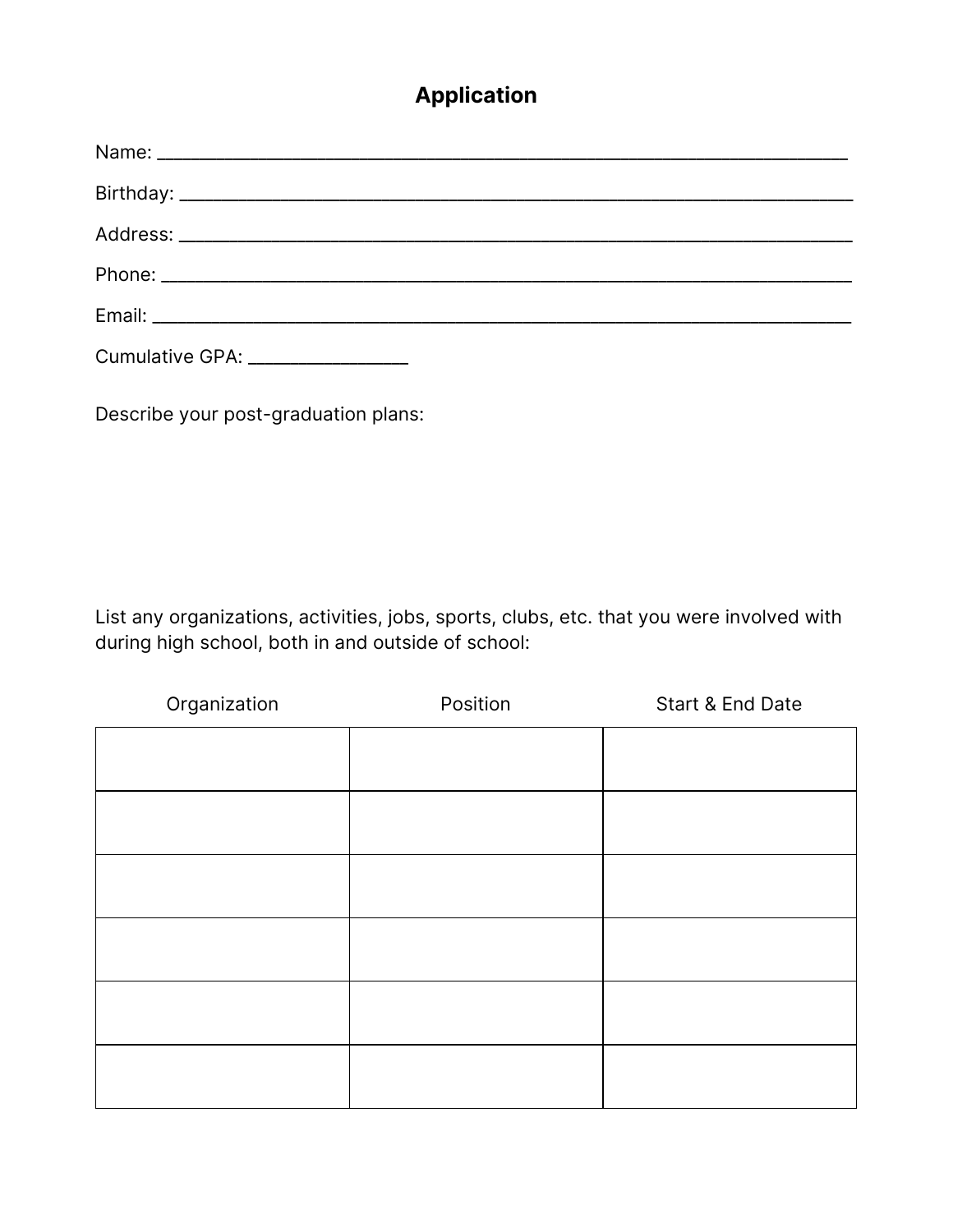# Application

Name: ________________________________________________________________________

Birthday: ______________________________________________________________________

Address: ______________________________________________________________________

Phone: ________________________________________________________________________

Email: ________________________________________________________________________

Cumulative GPA: _______________

Describe your post-graduation plans:

List any organizations, activities, jobs, sports, clubs, etc. that you were involved with during high school, both in and outside of school:

| Organization | Position | Start & End Date |
| --- | --- | --- |
| | | |
| | | |
| | | |
| | | |
| | | |
| | | |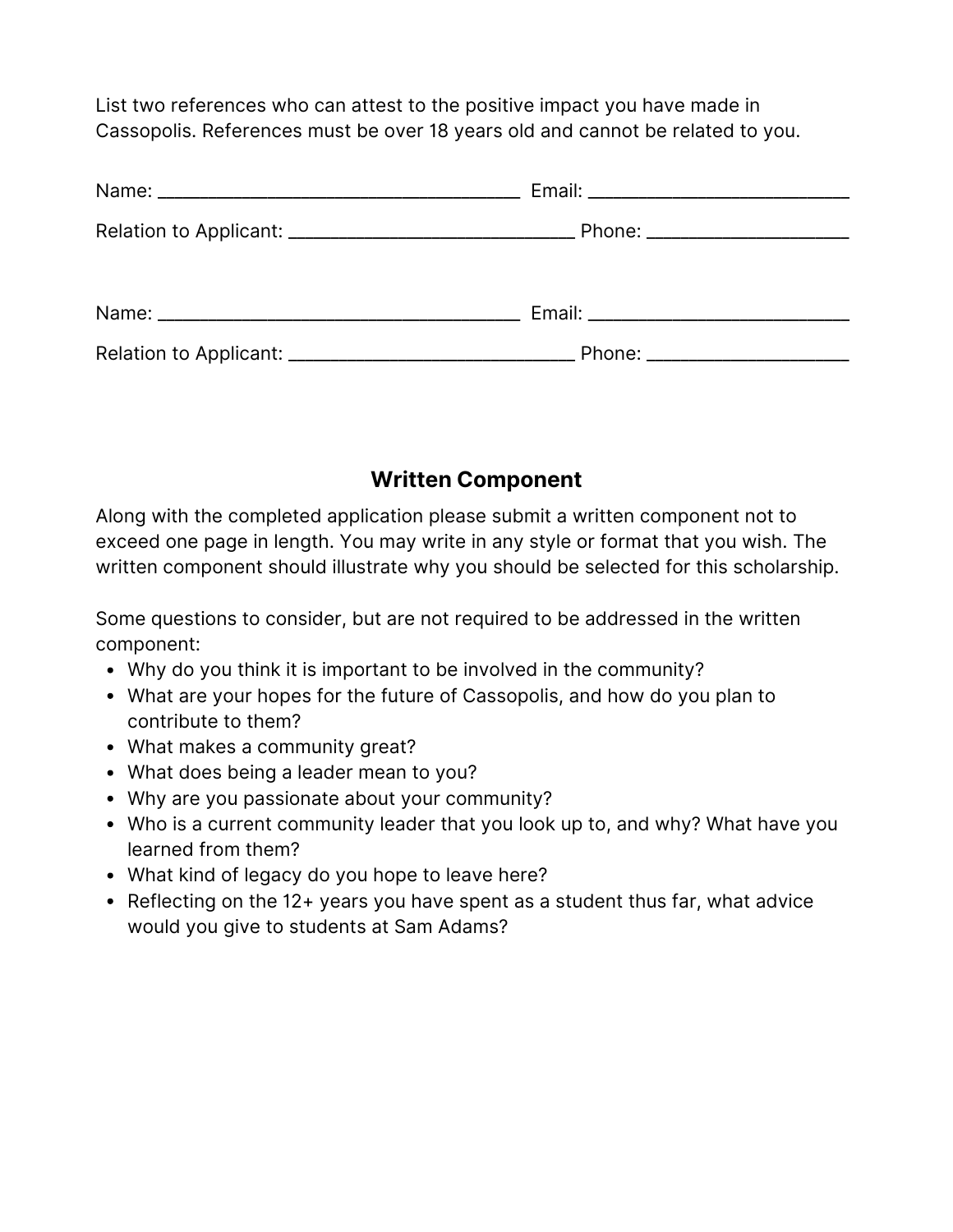List two references who can attest to the positive impact you have made in Cassopolis. References must be over 18 years old and cannot be related to you.

Name: ______________________________ Email: ______________________________

Relation to Applicant: ______________________________ Phone: ______________________

Name: ______________________________ Email: ______________________________

Relation to Applicant: ______________________________ Phone: ______________________

## Written Component

Along with the completed application please submit a written component not to exceed one page in length. You may write in any style or format that you wish. The written component should illustrate why you should be selected for this scholarship.

Some questions to consider, but are not required to be addressed in the written component:

- Why do you think it is important to be involved in the community?
- What are your hopes for the future of Cassopolis, and how do you plan to contribute to them?
- What makes a community great?
- What does being a leader mean to you?
- Why are you passionate about your community?
- Who is a current community leader that you look up to, and why? What have you learned from them?
- What kind of legacy do you hope to leave here?
- Reflecting on the 12+ years you have spent as a student thus far, what advice would you give to students at Sam Adams?